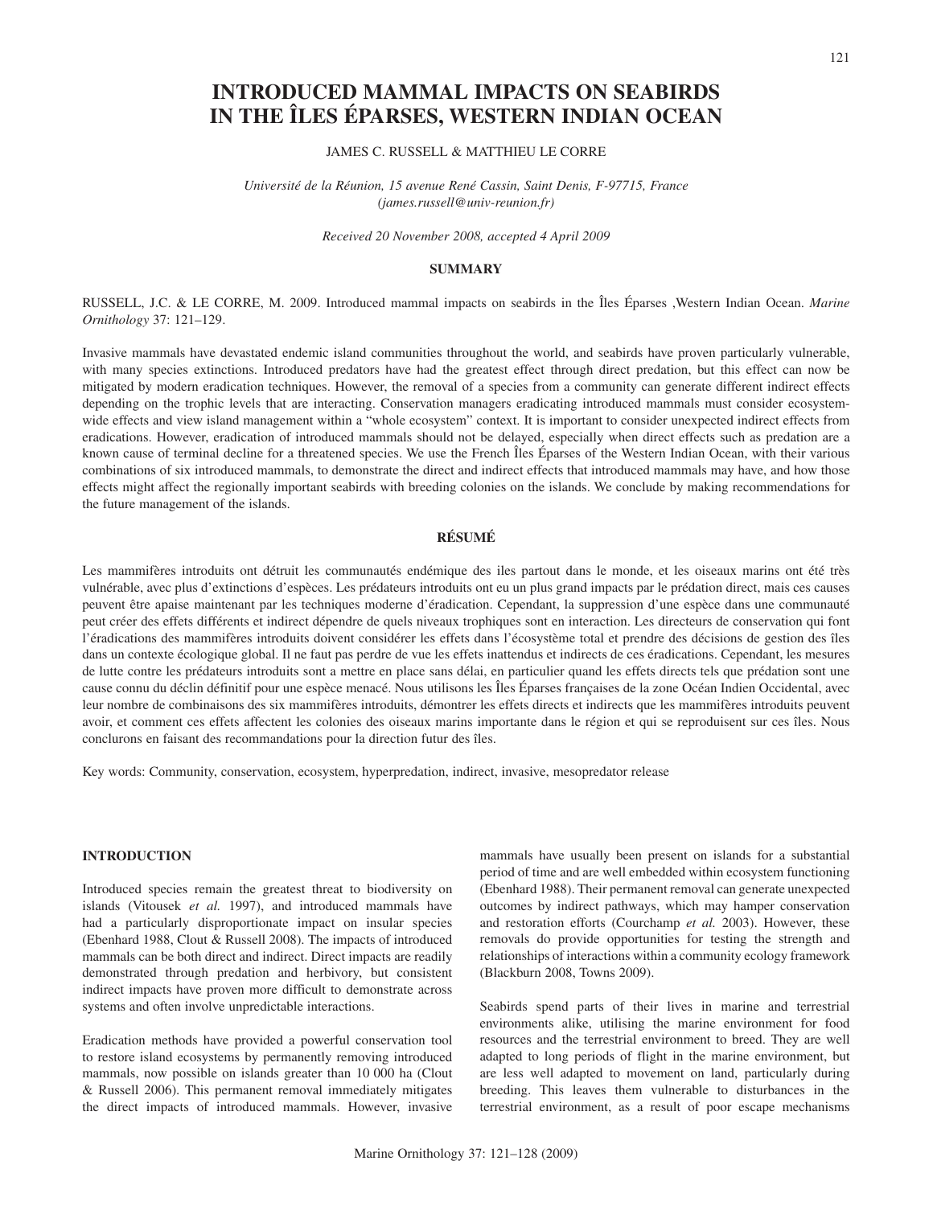# INTRODUCED MAMMAL IMPACTS ON SEABIRDS IN THE ÎLES ÉPARSES, WESTERN INDIAN OCEAN

JAMES C. RUSSELL & MATTHIEU LE CORRE

*Université de la Réunion, 15 avenue René Cassin, Saint Denis, F-97715, France (james.russell@univ-reunion.fr)*

*Received 20 November 2008, accepted 4 April 2009*

## SUMMARY

RUSSELL, J.C. & LE CORRE, M. 2009. Introduced mammal impacts on seabirds in the Îles Éparses ,Western Indian Ocean. *Marine Ornithology* 37: 121–129.

Invasive mammals have devastated endemic island communities throughout the world, and seabirds have proven particularly vulnerable, with many species extinctions. Introduced predators have had the greatest effect through direct predation, but this effect can now be mitigated by modern eradication techniques. However, the removal of a species from a community can generate different indirect effects depending on the trophic levels that are interacting. Conservation managers eradicating introduced mammals must consider ecosystem-wide effects and view island management within a "whole ecosystem" context. It is important to consider unexpected indirect effects from eradications. However, eradication of introduced mammals should not be delayed, especially when direct effects such as predation are a known cause of terminal decline for a threatened species. We use the French Îles Éparses of the Western Indian Ocean, with their various combinations of six introduced mammals, to demonstrate the direct and indirect effects that introduced mammals may have, and how those effects might affect the regionally important seabirds with breeding colonies on the islands. We conclude by making recommendations for the future management of the islands.

## RÉSUMÉ

Les mammifères introduits ont détruit les communautés endémique des iles partout dans le monde, et les oiseaux marins ont été très vulnérable, avec plus d'extinctions d'espèces. Les prédateurs introduits ont eu un plus grand impacts par le prédation direct, mais ces causes peuvent être apaise maintenant par les techniques moderne d'éradication. Cependant, la suppression d'une espèce dans une communauté peut créer des effets différents et indirect dépendre de quels niveaux trophiques sont en interaction. Les directeurs de conservation qui font l'éradications des mammifères introduits doivent considérer les effets dans l'écosystème total et prendre des décisions de gestion des îles dans un contexte écologique global. Il ne faut pas perdre de vue les effets inattendus et indirects de ces éradications. Cependant, les mesures de lutte contre les prédateurs introduits sont a mettre en place sans délai, en particulier quand les effets directs tels que prédation sont une cause connu du déclin définitif pour une espèce menacé. Nous utilisons les Îles Éparses françaises de la zone Océan Indien Occidental, avec leur nombre de combinaisons des six mammifères introduits, démontrer les effets directs et indirects que les mammifères introduits peuvent avoir, et comment ces effets affectent les colonies des oiseaux marins importante dans le région et qui se reproduisent sur ces îles. Nous conclurons en faisant des recommandations pour la direction futur des îles.

Key words: Community, conservation, ecosystem, hyperpredation, indirect, invasive, mesopredator release

## INTRODUCTION

Introduced species remain the greatest threat to biodiversity on islands (Vitousek *et al.* 1997), and introduced mammals have had a particularly disproportionate impact on insular species (Ebenhard 1988, Clout & Russell 2008). The impacts of introduced mammals can be both direct and indirect. Direct impacts are readily demonstrated through predation and herbivory, but consistent indirect impacts have proven more difficult to demonstrate across systems and often involve unpredictable interactions.

Eradication methods have provided a powerful conservation tool to restore island ecosystems by permanently removing introduced mammals, now possible on islands greater than 10 000 ha (Clout & Russell 2006). This permanent removal immediately mitigates the direct impacts of introduced mammals. However, invasive mammals have usually been present on islands for a substantial period of time and are well embedded within ecosystem functioning (Ebenhard 1988). Their permanent removal can generate unexpected outcomes by indirect pathways, which may hamper conservation and restoration efforts (Courchamp *et al.* 2003). However, these removals do provide opportunities for testing the strength and relationships of interactions within a community ecology framework (Blackburn 2008, Towns 2009).

Seabirds spend parts of their lives in marine and terrestrial environments alike, utilising the marine environment for food resources and the terrestrial environment to breed. They are well adapted to long periods of flight in the marine environment, but are less well adapted to movement on land, particularly during breeding. This leaves them vulnerable to disturbances in the terrestrial environment, as a result of poor escape mechanisms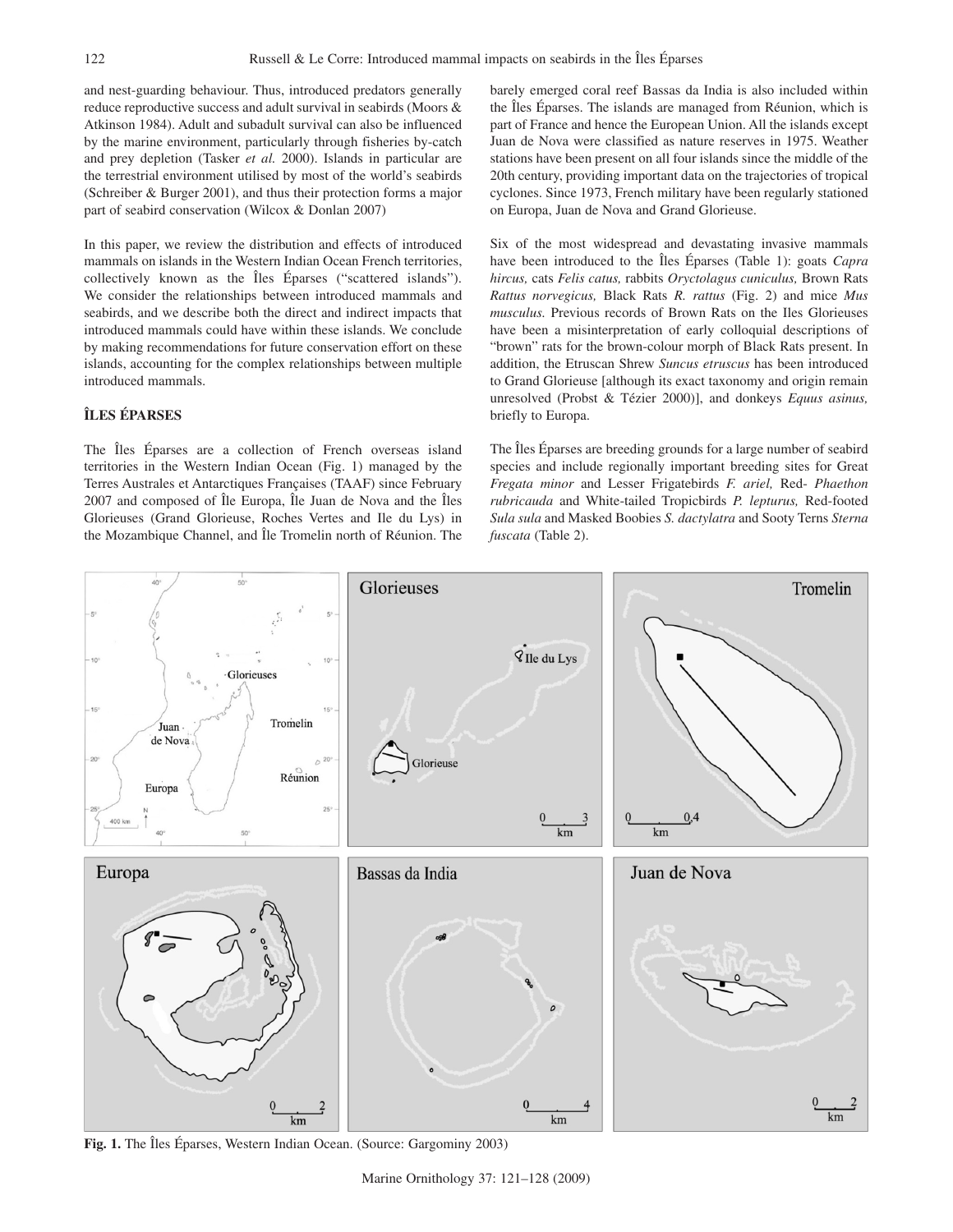and nest-guarding behaviour. Thus, introduced predators generally reduce reproductive success and adult survival in seabirds (Moors & Atkinson 1984). Adult and subadult survival can also be influenced by the marine environment, particularly through fisheries by-catch and prey depletion (Tasker *et al.* 2000). Islands in particular are the terrestrial environment utilised by most of the world's seabirds (Schreiber & Burger 2001), and thus their protection forms a major part of seabird conservation (Wilcox & Donlan 2007)

In this paper, we review the distribution and effects of introduced mammals on islands in the Western Indian Ocean French territories, collectively known as the Îles Éparses ("scattered islands"). We consider the relationships between introduced mammals and seabirds, and we describe both the direct and indirect impacts that introduced mammals could have within these islands. We conclude by making recommendations for future conservation effort on these islands, accounting for the complex relationships between multiple introduced mammals.

## ÎLES ÉPARSES

The Îles Éparses are a collection of French overseas island territories in the Western Indian Ocean (Fig. 1) managed by the Terres Australes et Antarctiques Françaises (TAAF) since February 2007 and composed of Île Europa, Île Juan de Nova and the Îles Glorieuses (Grand Glorieuse, Roches Vertes and Ile du Lys) in the Mozambique Channel, and Île Tromelin north of Réunion. The barely emerged coral reef Bassas da India is also included within the Îles Éparses. The islands are managed from Réunion, which is part of France and hence the European Union. All the islands except Juan de Nova were classified as nature reserves in 1975. Weather stations have been present on all four islands since the middle of the 20th century, providing important data on the trajectories of tropical cyclones. Since 1973, French military have been regularly stationed on Europa, Juan de Nova and Grand Glorieuse.

Six of the most widespread and devastating invasive mammals have been introduced to the Îles Éparses (Table 1): goats *Capra hircus,* cats *Felis catus,* rabbits *Oryctolagus cuniculus,* Brown Rats *Rattus norvegicus,* Black Rats *R. rattus* (Fig. 2) and mice *Mus musculus.* Previous records of Brown Rats on the Iles Glorieuses have been a misinterpretation of early colloquial descriptions of "brown" rats for the brown-colour morph of Black Rats present. In addition, the Etruscan Shrew *Suncus etruscus* has been introduced to Grand Glorieuse [although its exact taxonomy and origin remain unresolved (Probst & Tézier 2000)], and donkeys *Equus asinus,* briefly to Europa.

The Îles Éparses are breeding grounds for a large number of seabird species and include regionally important breeding sites for Great *Fregata minor* and Lesser Frigatebirds *F. ariel,* Red- *Phaethon rubricauda* and White-tailed Tropicbirds *P. lepturus,* Red-footed *Sula sula* and Masked Boobies *S. dactylatra* and Sooty Terns *Sterna fuscata* (Table 2).

**Fig. 1.** The Îles Éparses, Western Indian Ocean. (Source: Gargominy 2003)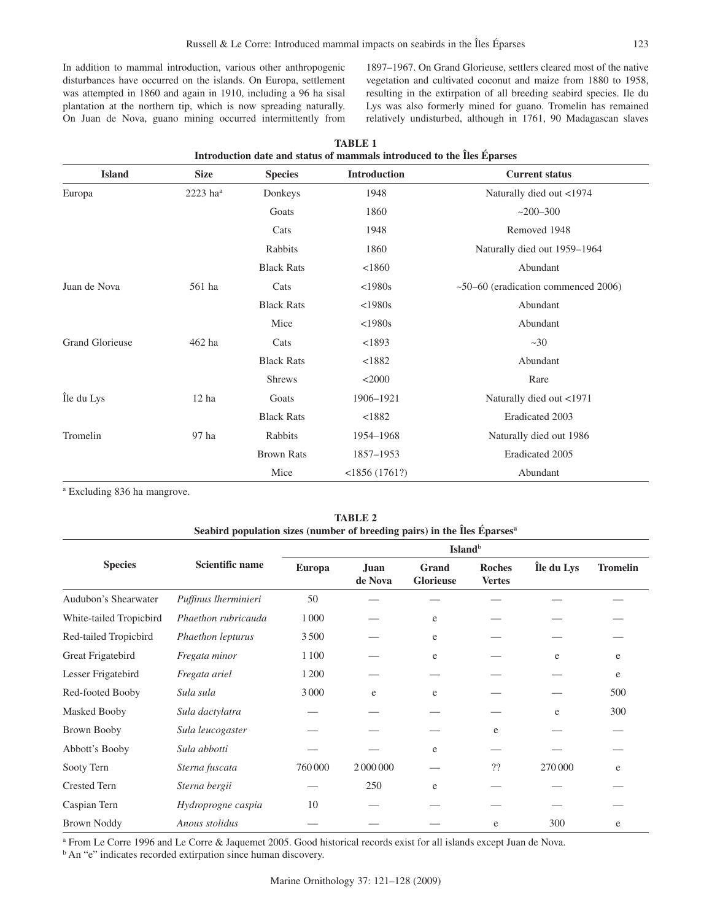In addition to mammal introduction, various other anthropogenic disturbances have occurred on the islands. On Europa, settlement was attempted in 1860 and again in 1910, including a 96 ha sisal plantation at the northern tip, which is now spreading naturally. On Juan de Nova, guano mining occurred intermittently from 1897–1967. On Grand Glorieuse, settlers cleared most of the native vegetation and cultivated coconut and maize from 1880 to 1958, resulting in the extirpation of all breeding seabird species. Ile du Lys was also formerly mined for guano. Tromelin has remained relatively undisturbed, although in 1761, 90 Madagascan slaves

**TABLE 1**
**Introduction date and status of mammals introduced to the Îles Éparses**

| Island | Size | Species | Introduction | Current status |
|---|---|---|---|---|
| Europa | 2223 ha[a] | Donkeys | 1948 | Naturally died out <1974 |
| | | Goats | 1860 | ~200–300 |
| | | Cats | 1948 | Removed 1948 |
| | | Rabbits | 1860 | Naturally died out 1959–1964 |
| | | Black Rats | <1860 | Abundant |
| Juan de Nova | 561 ha | Cats | <1980s | ~50–60 (eradication commenced 2006) |
| | | Black Rats | <1980s | Abundant |
| | | Mice | <1980s | Abundant |
| Grand Glorieuse | 462 ha | Cats | <1893 | ~30 |
| | | Black Rats | <1882 | Abundant |
| | | Shrews | <2000 | Rare |
| Île du Lys | 12 ha | Goats | 1906–1921 | Naturally died out <1971 |
| | | Black Rats | <1882 | Eradicated 2003 |
| Tromelin | 97 ha | Rabbits | 1954–1968 | Naturally died out 1986 |
| | | Brown Rats | 1857–1953 | Eradicated 2005 |
| | | Mice | <1856 (1761?) | Abundant |

[a] Excluding 836 ha mangrove.

**TABLE 2**
**Seabird population sizes (number of breeding pairs) in the Îles Éparses[a]**

| Species | Scientific name | Island[b] | | | | | |
|---|---|---|---|---|---|---|---|
| | | Europa | Juan de Nova | Grand Glorieuse | Roches Vertes | Île du Lys | Tromelin |
| Audubon's Shearwater | *Puffinus lherminieri* | 50 | — | — | — | — | — |
| White-tailed Tropicbird | *Phaethon rubricauda* | 1000 | — | e | — | — | — |
| Red-tailed Tropicbird | *Phaethon lepturus* | 3500 | — | e | — | — | — |
| Great Frigatebird | *Fregata minor* | 1100 | — | e | — | e | e |
| Lesser Frigatebird | *Fregata ariel* | 1200 | — | — | — | — | e |
| Red-footed Booby | *Sula sula* | 3000 | e | e | — | — | 500 |
| Masked Booby | *Sula dactylatra* | — | — | — | — | e | 300 |
| Brown Booby | *Sula leucogaster* | — | — | — | e | — | — |
| Abbott's Booby | *Sula abbotti* | — | — | e | — | — | — |
| Sooty Tern | *Sterna fuscata* | 760000 | 2000000 | — | ?? | 270000 | e |
| Crested Tern | *Sterna bergii* | — | 250 | e | — | — | — |
| Caspian Tern | *Hydroprogne caspia* | 10 | — | — | — | — | — |
| Brown Noddy | *Anous stolidus* | — | — | — | e | 300 | e |

[a] From Le Corre 1996 and Le Corre & Jaquemet 2005. Good historical records exist for all islands except Juan de Nova.
[b] An "e" indicates recorded extirpation since human discovery.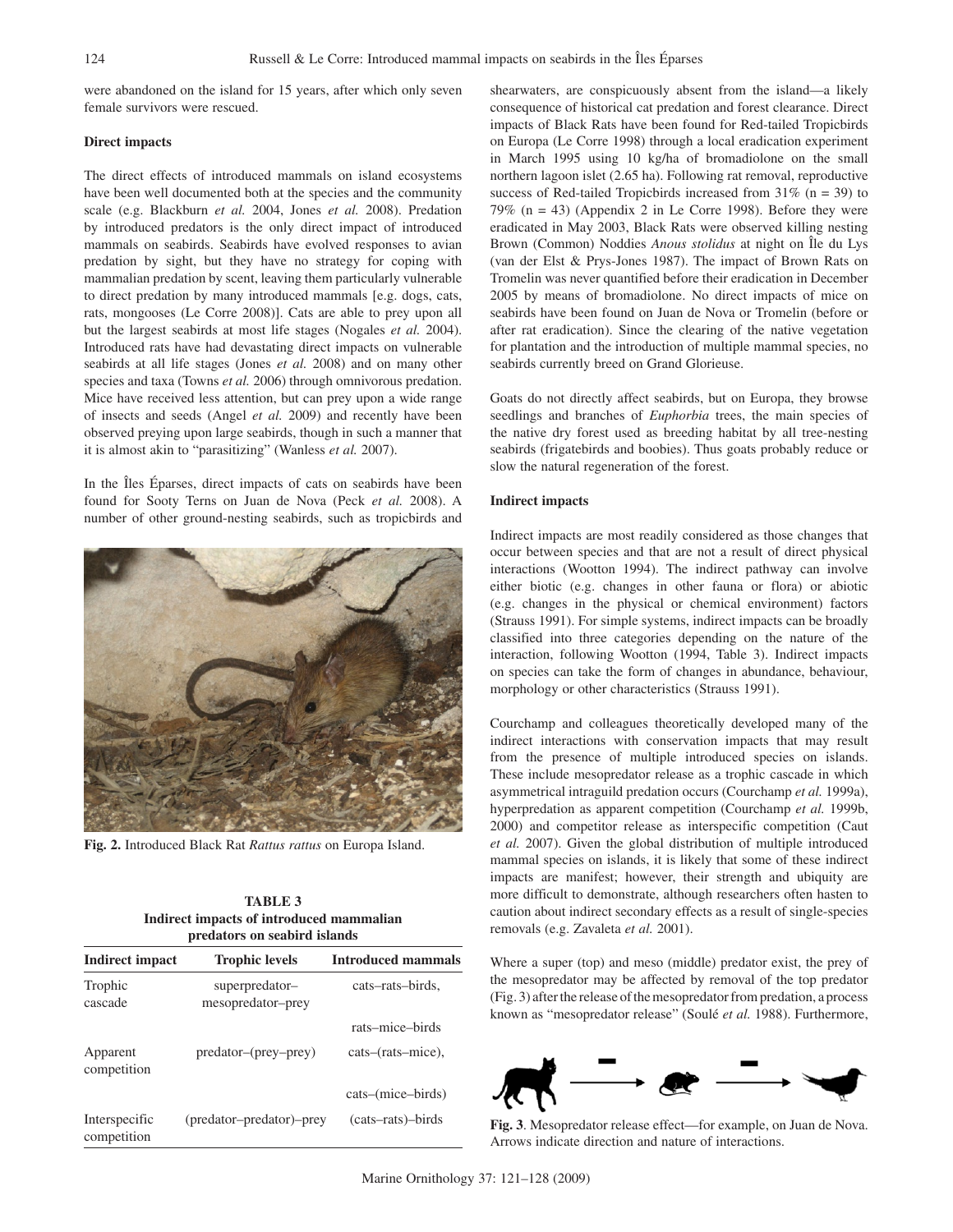were abandoned on the island for 15 years, after which only seven female survivors were rescued.

**Direct impacts**

The direct effects of introduced mammals on island ecosystems have been well documented both at the species and the community scale (e.g. Blackburn *et al.* 2004, Jones *et al.* 2008). Predation by introduced predators is the only direct impact of introduced mammals on seabirds. Seabirds have evolved responses to avian predation by sight, but they have no strategy for coping with mammalian predation by scent, leaving them particularly vulnerable to direct predation by many introduced mammals [e.g. dogs, cats, rats, mongooses (Le Corre 2008)]. Cats are able to prey upon all but the largest seabirds at most life stages (Nogales *et al.* 2004). Introduced rats have had devastating direct impacts on vulnerable seabirds at all life stages (Jones *et al.* 2008) and on many other species and taxa (Towns *et al.* 2006) through omnivorous predation. Mice have received less attention, but can prey upon a wide range of insects and seeds (Angel *et al.* 2009) and recently have been observed preying upon large seabirds, though in such a manner that it is almost akin to "parasitizing" (Wanless *et al.* 2007).

In the Îles Éparses, direct impacts of cats on seabirds have been found for Sooty Terns on Juan de Nova (Peck *et al.* 2008). A number of other ground-nesting seabirds, such as tropicbirds and shearwaters, are conspicuously absent from the island—a likely consequence of historical cat predation and forest clearance. Direct impacts of Black Rats have been found for Red-tailed Tropicbirds on Europa (Le Corre 1998) through a local eradication experiment in March 1995 using 10 kg/ha of bromadiolone on the small northern lagoon islet (2.65 ha). Following rat removal, reproductive success of Red-tailed Tropicbirds increased from 31% (n = 39) to 79% (n = 43) (Appendix 2 in Le Corre 1998). Before they were eradicated in May 2003, Black Rats were observed killing nesting Brown (Common) Noddies *Anous stolidus* at night on Île du Lys (van der Elst & Prys-Jones 1987). The impact of Brown Rats on Tromelin was never quantified before their eradication in December 2005 by means of bromadiolone. No direct impacts of mice on seabirds have been found on Juan de Nova or Tromelin (before or after rat eradication). Since the clearing of the native vegetation for plantation and the introduction of multiple mammal species, no seabirds currently breed on Grand Glorieuse.

Goats do not directly affect seabirds, but on Europa, they browse seedlings and branches of *Euphorbia* trees, the main species of the native dry forest used as breeding habitat by all tree-nesting seabirds (frigatebirds and boobies). Thus goats probably reduce or slow the natural regeneration of the forest.

Fig. 2. Introduced Black Rat *Rattus rattus* on Europa Island.

**TABLE 3**
**Indirect impacts of introduced mammalian predators on seabird islands**

| Indirect impact | Trophic levels | Introduced mammals |
|---|---|---|
| Trophic cascade | superpredator–mesopredator–prey | cats–rats–birds, |
| | | rats–mice–birds |
| Apparent competition | predator–(prey–prey) | cats–(rats–mice), |
| | | cats–(mice–birds) |
| Interspecific competition | (predator–predator)–prey | (cats–rats)–birds |

**Indirect impacts**

Indirect impacts are most readily considered as those changes that occur between species and that are not a result of direct physical interactions (Wootton 1994). The indirect pathway can involve either biotic (e.g. changes in other fauna or flora) or abiotic (e.g. changes in the physical or chemical environment) factors (Strauss 1991). For simple systems, indirect impacts can be broadly classified into three categories depending on the nature of the interaction, following Wootton (1994, Table 3). Indirect impacts on species can take the form of changes in abundance, behaviour, morphology or other characteristics (Strauss 1991).

Courchamp and colleagues theoretically developed many of the indirect interactions with conservation impacts that may result from the presence of multiple introduced species on islands. These include mesopredator release as a trophic cascade in which asymmetrical intraguild predation occurs (Courchamp *et al.* 1999a), hyperpredation as apparent competition (Courchamp *et al.* 1999b, 2000) and competitor release as interspecific competition (Caut *et al.* 2007). Given the global distribution of multiple introduced mammal species on islands, it is likely that some of these indirect impacts are manifest; however, their strength and ubiquity are more difficult to demonstrate, although researchers often hasten to caution about indirect secondary effects as a result of single-species removals (e.g. Zavaleta *et al.* 2001).

Where a super (top) and meso (middle) predator exist, the prey of the mesopredator may be affected by removal of the top predator (Fig. 3) after the release of the mesopredator from predation, a process known as "mesopredator release" (Soulé *et al.* 1988). Furthermore,

**Fig. 3**. Mesopredator release effect—for example, on Juan de Nova. Arrows indicate direction and nature of interactions.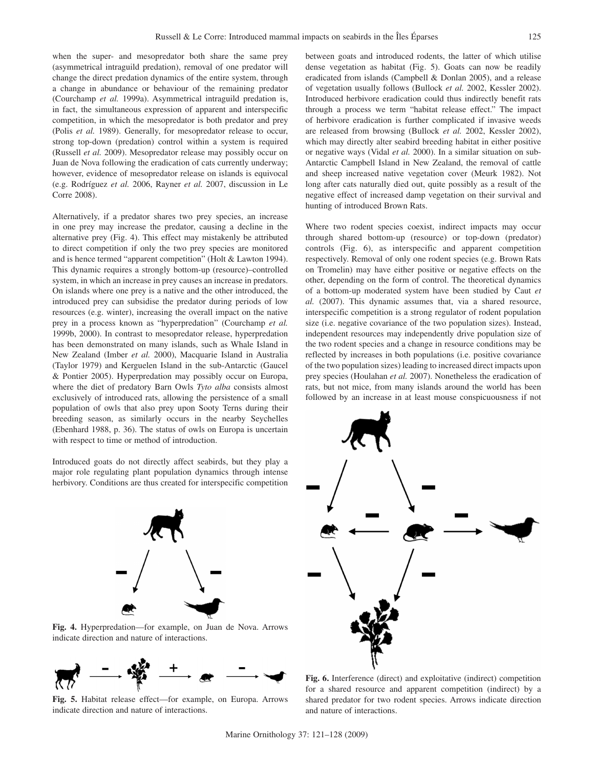when the super- and mesopredator both share the same prey (asymmetrical intraguild predation), removal of one predator will change the direct predation dynamics of the entire system, through a change in abundance or behaviour of the remaining predator (Courchamp *et al.* 1999a). Asymmetrical intraguild predation is, in fact, the simultaneous expression of apparent and interspecific competition, in which the mesopredator is both predator and prey (Polis *et al.* 1989). Generally, for mesopredator release to occur, strong top-down (predation) control within a system is required (Russell *et al.* 2009). Mesopredator release may possibly occur on Juan de Nova following the eradication of cats currently underway; however, evidence of mesopredator release on islands is equivocal (e.g. Rodríguez *et al.* 2006, Rayner *et al.* 2007, discussion in Le Corre 2008).

Alternatively, if a predator shares two prey species, an increase in one prey may increase the predator, causing a decline in the alternative prey (Fig. 4). This effect may mistakenly be attributed to direct competition if only the two prey species are monitored and is hence termed "apparent competition" (Holt & Lawton 1994). This dynamic requires a strongly bottom-up (resource)–controlled system, in which an increase in prey causes an increase in predators. On islands where one prey is a native and the other introduced, the introduced prey can subsidise the predator during periods of low resources (e.g. winter), increasing the overall impact on the native prey in a process known as "hyperpredation" (Courchamp *et al.* 1999b, 2000). In contrast to mesopredator release, hyperpredation has been demonstrated on many islands, such as Whale Island in New Zealand (Imber *et al.* 2000), Macquarie Island in Australia (Taylor 1979) and Kerguelen Island in the sub-Antarctic (Gaucel & Pontier 2005). Hyperpredation may possibly occur on Europa, where the diet of predatory Barn Owls *Tyto alba* consists almost exclusively of introduced rats, allowing the persistence of a small population of owls that also prey upon Sooty Terns during their breeding season, as similarly occurs in the nearby Seychelles (Ebenhard 1988, p. 36). The status of owls on Europa is uncertain with respect to time or method of introduction.

Introduced goats do not directly affect seabirds, but they play a major role regulating plant population dynamics through intense herbivory. Conditions are thus created for interspecific competition between goats and introduced rodents, the latter of which utilise dense vegetation as habitat (Fig. 5). Goats can now be readily eradicated from islands (Campbell & Donlan 2005), and a release of vegetation usually follows (Bullock *et al.* 2002, Kessler 2002). Introduced herbivore eradication could thus indirectly benefit rats through a process we term "habitat release effect." The impact of herbivore eradication is further complicated if invasive weeds are released from browsing (Bullock *et al.* 2002, Kessler 2002), which may directly alter seabird breeding habitat in either positive or negative ways (Vidal *et al.* 2000). In a similar situation on sub-Antarctic Campbell Island in New Zealand, the removal of cattle and sheep increased native vegetation cover (Meurk 1982). Not long after cats naturally died out, quite possibly as a result of the negative effect of increased damp vegetation on their survival and hunting of introduced Brown Rats.

Where two rodent species coexist, indirect impacts may occur through shared bottom-up (resource) or top-down (predator) controls (Fig. 6), as interspecific and apparent competition respectively. Removal of only one rodent species (e.g. Brown Rats on Tromelin) may have either positive or negative effects on the other, depending on the form of control. The theoretical dynamics of a bottom-up moderated system have been studied by Caut *et al.* (2007). This dynamic assumes that, via a shared resource, interspecific competition is a strong regulator of rodent population size (i.e. negative covariance of the two population sizes). Instead, independent resources may independently drive population size of the two rodent species and a change in resource conditions may be reflected by increases in both populations (i.e. positive covariance of the two population sizes) leading to increased direct impacts upon prey species (Houlahan *et al.* 2007). Nonetheless the eradication of rats, but not mice, from many islands around the world has been followed by an increase in at least mouse conspicuousness if not

**Fig. 4.** Hyperpredation—for example, on Juan de Nova. Arrows indicate direction and nature of interactions.

**Fig. 5.** Habitat release effect—for example, on Europa. Arrows indicate direction and nature of interactions.

**Fig. 6.** Interference (direct) and exploitative (indirect) competition for a shared resource and apparent competition (indirect) by a shared predator for two rodent species. Arrows indicate direction and nature of interactions.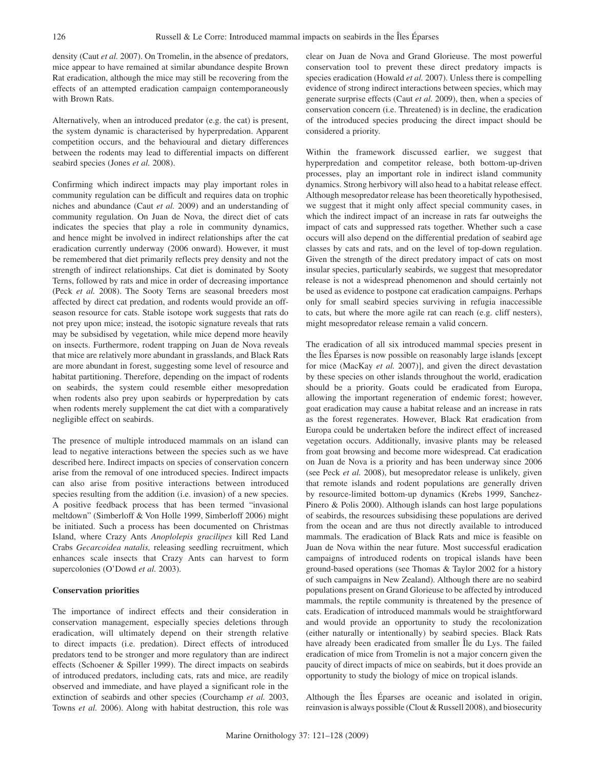density (Caut *et al.* 2007). On Tromelin, in the absence of predators, mice appear to have remained at similar abundance despite Brown Rat eradication, although the mice may still be recovering from the effects of an attempted eradication campaign contemporaneously with Brown Rats.

Alternatively, when an introduced predator (e.g. the cat) is present, the system dynamic is characterised by hyperpredation. Apparent competition occurs, and the behavioural and dietary differences between the rodents may lead to differential impacts on different seabird species (Jones *et al.* 2008).

Confirming which indirect impacts may play important roles in community regulation can be difficult and requires data on trophic niches and abundance (Caut *et al.* 2009) and an understanding of community regulation. On Juan de Nova, the direct diet of cats indicates the species that play a role in community dynamics, and hence might be involved in indirect relationships after the cat eradication currently underway (2006 onward). However, it must be remembered that diet primarily reflects prey density and not the strength of indirect relationships. Cat diet is dominated by Sooty Terns, followed by rats and mice in order of decreasing importance (Peck *et al.* 2008). The Sooty Terns are seasonal breeders most affected by direct cat predation, and rodents would provide an off-season resource for cats. Stable isotope work suggests that rats do not prey upon mice; instead, the isotopic signature reveals that rats may be subsidised by vegetation, while mice depend more heavily on insects. Furthermore, rodent trapping on Juan de Nova reveals that mice are relatively more abundant in grasslands, and Black Rats are more abundant in forest, suggesting some level of resource and habitat partitioning. Therefore, depending on the impact of rodents on seabirds, the system could resemble either mesopredation when rodents also prey upon seabirds or hyperpredation by cats when rodents merely supplement the cat diet with a comparatively negligible effect on seabirds.

The presence of multiple introduced mammals on an island can lead to negative interactions between the species such as we have described here. Indirect impacts on species of conservation concern arise from the removal of one introduced species. Indirect impacts can also arise from positive interactions between introduced species resulting from the addition (i.e. invasion) of a new species. A positive feedback process that has been termed "invasional meltdown" (Simberloff & Von Holle 1999, Simberloff 2006) might be initiated. Such a process has been documented on Christmas Island, where Crazy Ants *Anoplolepis gracilipes* kill Red Land Crabs *Gecarcoidea natalis,* releasing seedling recruitment, which enhances scale insects that Crazy Ants can harvest to form supercolonies (O'Dowd *et al.* 2003).

**Conservation priorities**

The importance of indirect effects and their consideration in conservation management, especially species deletions through eradication, will ultimately depend on their strength relative to direct impacts (i.e. predation). Direct effects of introduced predators tend to be stronger and more regulatory than are indirect effects (Schoener & Spiller 1999). The direct impacts on seabirds of introduced predators, including cats, rats and mice, are readily observed and immediate, and have played a significant role in the extinction of seabirds and other species (Courchamp *et al.* 2003, Towns *et al.* 2006). Along with habitat destruction, this role was clear on Juan de Nova and Grand Glorieuse. The most powerful conservation tool to prevent these direct predatory impacts is species eradication (Howald *et al.* 2007). Unless there is compelling evidence of strong indirect interactions between species, which may generate surprise effects (Caut *et al.* 2009), then, when a species of conservation concern (i.e. Threatened) is in decline, the eradication of the introduced species producing the direct impact should be considered a priority.

Within the framework discussed earlier, we suggest that hyperpredation and competitor release, both bottom-up-driven processes, play an important role in indirect island community dynamics. Strong herbivory will also head to a habitat release effect. Although mesopredator release has been theoretically hypothesised, we suggest that it might only affect special community cases, in which the indirect impact of an increase in rats far outweighs the impact of cats and suppressed rats together. Whether such a case occurs will also depend on the differential predation of seabird age classes by cats and rats, and on the level of top-down regulation. Given the strength of the direct predatory impact of cats on most insular species, particularly seabirds, we suggest that mesopredator release is not a widespread phenomenon and should certainly not be used as evidence to postpone cat eradication campaigns. Perhaps only for small seabird species surviving in refugia inaccessible to cats, but where the more agile rat can reach (e.g. cliff nesters), might mesopredator release remain a valid concern.

The eradication of all six introduced mammal species present in the Îles Éparses is now possible on reasonably large islands [except for mice (MacKay *et al.* 2007)], and given the direct devastation by these species on other islands throughout the world, eradication should be a priority. Goats could be eradicated from Europa, allowing the important regeneration of endemic forest; however, goat eradication may cause a habitat release and an increase in rats as the forest regenerates. However, Black Rat eradication from Europa could be undertaken before the indirect effect of increased vegetation occurs. Additionally, invasive plants may be released from goat browsing and become more widespread. Cat eradication on Juan de Nova is a priority and has been underway since 2006 (see Peck *et al.* 2008), but mesopredator release is unlikely, given that remote islands and rodent populations are generally driven by resource-limited bottom-up dynamics (Krebs 1999, Sanchez-Pinero & Polis 2000). Although islands can host large populations of seabirds, the resources subsidising these populations are derived from the ocean and are thus not directly available to introduced mammals. The eradication of Black Rats and mice is feasible on Juan de Nova within the near future. Most successful eradication campaigns of introduced rodents on tropical islands have been ground-based operations (see Thomas & Taylor 2002 for a history of such campaigns in New Zealand). Although there are no seabird populations present on Grand Glorieuse to be affected by introduced mammals, the reptile community is threatened by the presence of cats. Eradication of introduced mammals would be straightforward and would provide an opportunity to study the recolonization (either naturally or intentionally) by seabird species. Black Rats have already been eradicated from smaller Île du Lys. The failed eradication of mice from Tromelin is not a major concern given the paucity of direct impacts of mice on seabirds, but it does provide an opportunity to study the biology of mice on tropical islands.

Although the Îles Éparses are oceanic and isolated in origin, reinvasion is always possible (Clout & Russell 2008), and biosecurity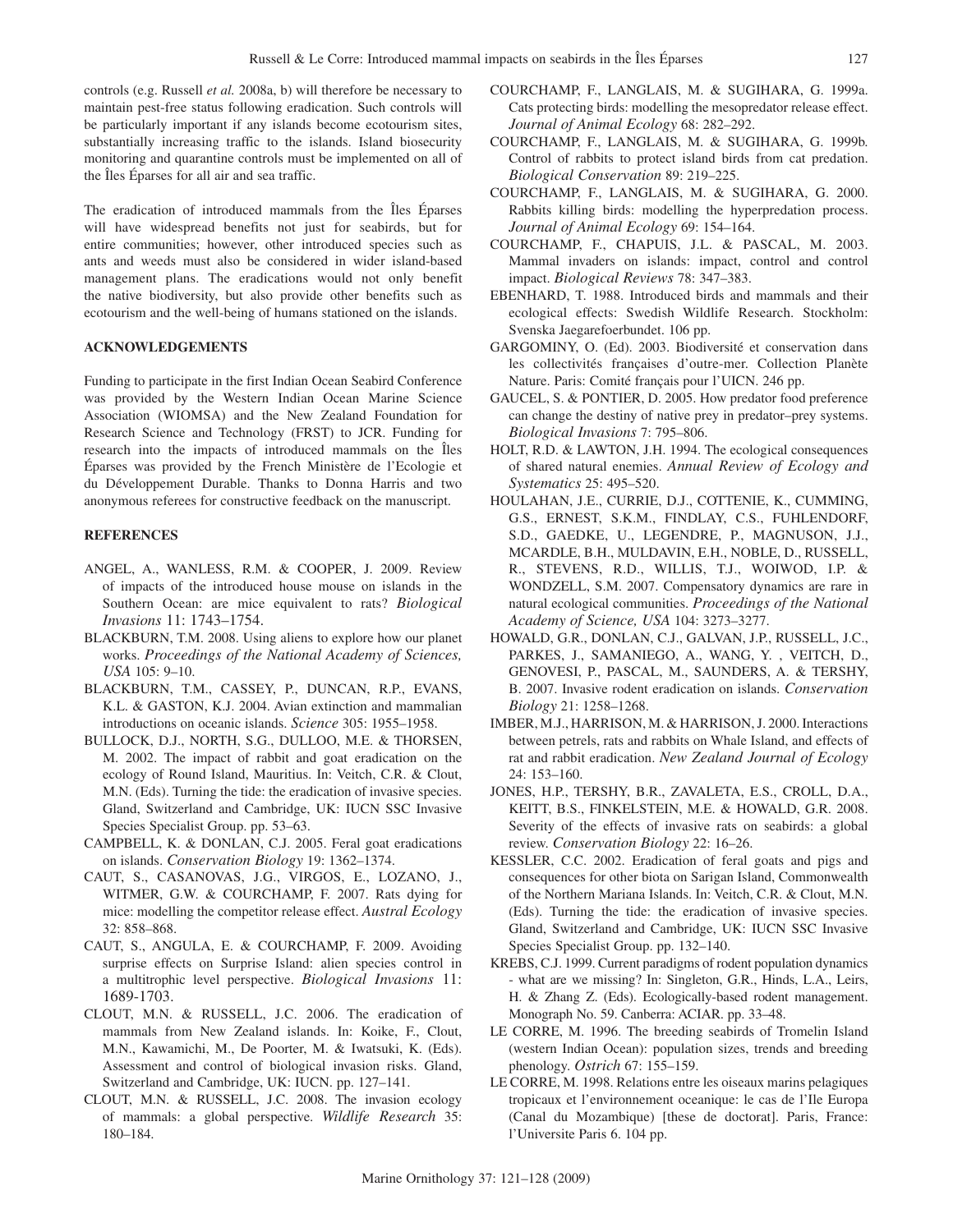controls (e.g. Russell *et al.* 2008a, b) will therefore be necessary to maintain pest-free status following eradication. Such controls will be particularly important if any islands become ecotourism sites, substantially increasing traffic to the islands. Island biosecurity monitoring and quarantine controls must be implemented on all of the Îles Éparses for all air and sea traffic.

The eradication of introduced mammals from the Îles Éparses will have widespread benefits not just for seabirds, but for entire communities; however, other introduced species such as ants and weeds must also be considered in wider island-based management plans. The eradications would not only benefit the native biodiversity, but also provide other benefits such as ecotourism and the well-being of humans stationed on the islands.

## ACKNOWLEDGEMENTS

Funding to participate in the first Indian Ocean Seabird Conference was provided by the Western Indian Ocean Marine Science Association (WIOMSA) and the New Zealand Foundation for Research Science and Technology (FRST) to JCR. Funding for research into the impacts of introduced mammals on the Îles Éparses was provided by the French Ministère de l'Ecologie et du Développement Durable. Thanks to Donna Harris and two anonymous referees for constructive feedback on the manuscript.

## REFERENCES

ANGEL, A., WANLESS, R.M. & COOPER, J. 2009. Review of impacts of the introduced house mouse on islands in the Southern Ocean: are mice equivalent to rats? *Biological Invasions* 11: 1743–1754.

BLACKBURN, T.M. 2008. Using aliens to explore how our planet works. *Proceedings of the National Academy of Sciences, USA* 105: 9–10.

BLACKBURN, T.M., CASSEY, P., DUNCAN, R.P., EVANS, K.L. & GASTON, K.J. 2004. Avian extinction and mammalian introductions on oceanic islands. *Science* 305: 1955–1958.

BULLOCK, D.J., NORTH, S.G., DULLOO, M.E. & THORSEN, M. 2002. The impact of rabbit and goat eradication on the ecology of Round Island, Mauritius. In: Veitch, C.R. & Clout, M.N. (Eds). Turning the tide: the eradication of invasive species. Gland, Switzerland and Cambridge, UK: IUCN SSC Invasive Species Specialist Group. pp. 53–63.

CAMPBELL, K. & DONLAN, C.J. 2005. Feral goat eradications on islands. *Conservation Biology* 19: 1362–1374.

CAUT, S., CASANOVAS, J.G., VIRGOS, E., LOZANO, J., WITMER, G.W. & COURCHAMP, F. 2007. Rats dying for mice: modelling the competitor release effect. *Austral Ecology* 32: 858–868.

CAUT, S., ANGULA, E. & COURCHAMP, F. 2009. Avoiding surprise effects on Surprise Island: alien species control in a multitrophic level perspective. *Biological Invasions* 11: 1689-1703.

CLOUT, M.N. & RUSSELL, J.C. 2006. The eradication of mammals from New Zealand islands. In: Koike, F., Clout, M.N., Kawamichi, M., De Poorter, M. & Iwatsuki, K. (Eds). Assessment and control of biological invasion risks. Gland, Switzerland and Cambridge, UK: IUCN. pp. 127–141.

CLOUT, M.N. & RUSSELL, J.C. 2008. The invasion ecology of mammals: a global perspective. *Wildlife Research* 35: 180–184.

COURCHAMP, F., LANGLAIS, M. & SUGIHARA, G. 1999a. Cats protecting birds: modelling the mesopredator release effect. *Journal of Animal Ecology* 68: 282–292.

COURCHAMP, F., LANGLAIS, M. & SUGIHARA, G. 1999b. Control of rabbits to protect island birds from cat predation. *Biological Conservation* 89: 219–225.

COURCHAMP, F., LANGLAIS, M. & SUGIHARA, G. 2000. Rabbits killing birds: modelling the hyperpredation process. *Journal of Animal Ecology* 69: 154–164.

COURCHAMP, F., CHAPUIS, J.L. & PASCAL, M. 2003. Mammal invaders on islands: impact, control and control impact. *Biological Reviews* 78: 347–383.

EBENHARD, T. 1988. Introduced birds and mammals and their ecological effects: Swedish Wildlife Research. Stockholm: Svenska Jaegarefoerbundet. 106 pp.

GARGOMINY, O. (Ed). 2003. Biodiversité et conservation dans les collectivités françaises d'outre-mer. Collection Planète Nature. Paris: Comité français pour l'UICN. 246 pp.

GAUCEL, S. & PONTIER, D. 2005. How predator food preference can change the destiny of native prey in predator–prey systems. *Biological Invasions* 7: 795–806.

HOLT, R.D. & LAWTON, J.H. 1994. The ecological consequences of shared natural enemies. *Annual Review of Ecology and Systematics* 25: 495–520.

HOULAHAN, J.E., CURRIE, D.J., COTTENIE, K., CUMMING, G.S., ERNEST, S.K.M., FINDLAY, C.S., FUHLENDORF, S.D., GAEDKE, U., LEGENDRE, P., MAGNUSON, J.J., MCARDLE, B.H., MULDAVIN, E.H., NOBLE, D., RUSSELL, R., STEVENS, R.D., WILLIS, T.J., WOIWOD, I.P. & WONDZELL, S.M. 2007. Compensatory dynamics are rare in natural ecological communities. *Proceedings of the National Academy of Science, USA* 104: 3273–3277.

HOWALD, G.R., DONLAN, C.J., GALVAN, J.P., RUSSELL, J.C., PARKES, J., SAMANIEGO, A., WANG, Y. , VEITCH, D., GENOVESI, P., PASCAL, M., SAUNDERS, A. & TERSHY, B. 2007. Invasive rodent eradication on islands. *Conservation Biology* 21: 1258–1268.

IMBER, M.J., HARRISON, M. & HARRISON, J. 2000. Interactions between petrels, rats and rabbits on Whale Island, and effects of rat and rabbit eradication. *New Zealand Journal of Ecology* 24: 153–160.

JONES, H.P., TERSHY, B.R., ZAVALETA, E.S., CROLL, D.A., KEITT, B.S., FINKELSTEIN, M.E. & HOWALD, G.R. 2008. Severity of the effects of invasive rats on seabirds: a global review. *Conservation Biology* 22: 16–26.

KESSLER, C.C. 2002. Eradication of feral goats and pigs and consequences for other biota on Sarigan Island, Commonwealth of the Northern Mariana Islands. In: Veitch, C.R. & Clout, M.N. (Eds). Turning the tide: the eradication of invasive species. Gland, Switzerland and Cambridge, UK: IUCN SSC Invasive Species Specialist Group. pp. 132–140.

KREBS, C.J. 1999. Current paradigms of rodent population dynamics - what are we missing? In: Singleton, G.R., Hinds, L.A., Leirs, H. & Zhang Z. (Eds). Ecologically-based rodent management. Monograph No. 59. Canberra: ACIAR. pp. 33–48.

LE CORRE, M. 1996. The breeding seabirds of Tromelin Island (western Indian Ocean): population sizes, trends and breeding phenology. *Ostrich* 67: 155–159.

LE CORRE, M. 1998. Relations entre les oiseaux marins pelagiques tropicaux et l'environnement oceanique: le cas de l'Ile Europa (Canal du Mozambique) [these de doctorat]. Paris, France: l'Universite Paris 6. 104 pp.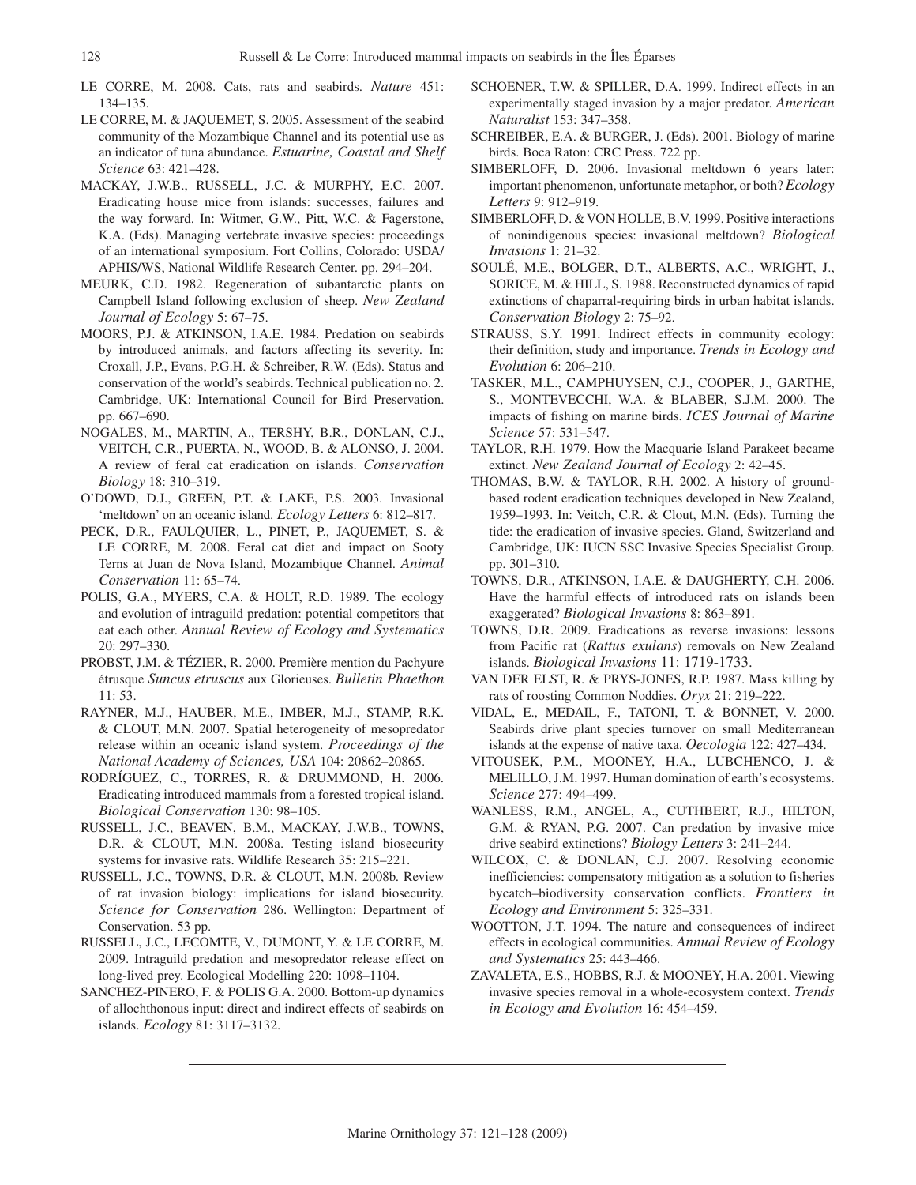LE CORRE, M. 2008. Cats, rats and seabirds. *Nature* 451: 134–135.

LE CORRE, M. & JAQUEMET, S. 2005. Assessment of the seabird community of the Mozambique Channel and its potential use as an indicator of tuna abundance. *Estuarine, Coastal and Shelf Science* 63: 421–428.

MACKAY, J.W.B., RUSSELL, J.C. & MURPHY, E.C. 2007. Eradicating house mice from islands: successes, failures and the way forward. In: Witmer, G.W., Pitt, W.C. & Fagerstone, K.A. (Eds). Managing vertebrate invasive species: proceedings of an international symposium. Fort Collins, Colorado: USDA/APHIS/WS, National Wildlife Research Center. pp. 294–204.

MEURK, C.D. 1982. Regeneration of subantarctic plants on Campbell Island following exclusion of sheep. *New Zealand Journal of Ecology* 5: 67–75.

MOORS, P.J. & ATKINSON, I.A.E. 1984. Predation on seabirds by introduced animals, and factors affecting its severity. In: Croxall, J.P., Evans, P.G.H. & Schreiber, R.W. (Eds). Status and conservation of the world's seabirds. Technical publication no. 2. Cambridge, UK: International Council for Bird Preservation. pp. 667–690.

NOGALES, M., MARTIN, A., TERSHY, B.R., DONLAN, C.J., VEITCH, C.R., PUERTA, N., WOOD, B. & ALONSO, J. 2004. A review of feral cat eradication on islands. *Conservation Biology* 18: 310–319.

O'DOWD, D.J., GREEN, P.T. & LAKE, P.S. 2003. Invasional 'meltdown' on an oceanic island. *Ecology Letters* 6: 812–817.

PECK, D.R., FAULQUIER, L., PINET, P., JAQUEMET, S. & LE CORRE, M. 2008. Feral cat diet and impact on Sooty Terns at Juan de Nova Island, Mozambique Channel. *Animal Conservation* 11: 65–74.

POLIS, G.A., MYERS, C.A. & HOLT, R.D. 1989. The ecology and evolution of intraguild predation: potential competitors that eat each other. *Annual Review of Ecology and Systematics* 20: 297–330.

PROBST, J.M. & TÉZIER, R. 2000. Première mention du Pachyure étrusque *Suncus etruscus* aux Glorieuses. *Bulletin Phaethon* 11: 53.

RAYNER, M.J., HAUBER, M.E., IMBER, M.J., STAMP, R.K. & CLOUT, M.N. 2007. Spatial heterogeneity of mesopredator release within an oceanic island system. *Proceedings of the National Academy of Sciences, USA* 104: 20862–20865.

RODRÍGUEZ, C., TORRES, R. & DRUMMOND, H. 2006. Eradicating introduced mammals from a forested tropical island. *Biological Conservation* 130: 98–105.

RUSSELL, J.C., BEAVEN, B.M., MACKAY, J.W.B., TOWNS, D.R. & CLOUT, M.N. 2008a. Testing island biosecurity systems for invasive rats. Wildlife Research 35: 215–221.

RUSSELL, J.C., TOWNS, D.R. & CLOUT, M.N. 2008b. Review of rat invasion biology: implications for island biosecurity. *Science for Conservation* 286. Wellington: Department of Conservation. 53 pp.

RUSSELL, J.C., LECOMTE, V., DUMONT, Y. & LE CORRE, M. 2009. Intraguild predation and mesopredator release effect on long-lived prey. Ecological Modelling 220: 1098–1104.

SANCHEZ-PINERO, F. & POLIS G.A. 2000. Bottom-up dynamics of allochthonous input: direct and indirect effects of seabirds on islands. *Ecology* 81: 3117–3132.

SCHOENER, T.W. & SPILLER, D.A. 1999. Indirect effects in an experimentally staged invasion by a major predator. *American Naturalist* 153: 347–358.

SCHREIBER, E.A. & BURGER, J. (Eds). 2001. Biology of marine birds. Boca Raton: CRC Press. 722 pp.

SIMBERLOFF, D. 2006. Invasional meltdown 6 years later: important phenomenon, unfortunate metaphor, or both? *Ecology Letters* 9: 912–919.

SIMBERLOFF, D. & VON HOLLE, B.V. 1999. Positive interactions of nonindigenous species: invasional meltdown? *Biological Invasions* 1: 21–32.

SOULÉ, M.E., BOLGER, D.T., ALBERTS, A.C., WRIGHT, J., SORICE, M. & HILL, S. 1988. Reconstructed dynamics of rapid extinctions of chaparral-requiring birds in urban habitat islands. *Conservation Biology* 2: 75–92.

STRAUSS, S.Y. 1991. Indirect effects in community ecology: their definition, study and importance. *Trends in Ecology and Evolution* 6: 206–210.

TASKER, M.L., CAMPHUYSEN, C.J., COOPER, J., GARTHE, S., MONTEVECCHI, W.A. & BLABER, S.J.M. 2000. The impacts of fishing on marine birds. *ICES Journal of Marine Science* 57: 531–547.

TAYLOR, R.H. 1979. How the Macquarie Island Parakeet became extinct. *New Zealand Journal of Ecology* 2: 42–45.

THOMAS, B.W. & TAYLOR, R.H. 2002. A history of ground-based rodent eradication techniques developed in New Zealand, 1959–1993. In: Veitch, C.R. & Clout, M.N. (Eds). Turning the tide: the eradication of invasive species. Gland, Switzerland and Cambridge, UK: IUCN SSC Invasive Species Specialist Group. pp. 301–310.

TOWNS, D.R., ATKINSON, I.A.E. & DAUGHERTY, C.H. 2006. Have the harmful effects of introduced rats on islands been exaggerated? *Biological Invasions* 8: 863–891.

TOWNS, D.R. 2009. Eradications as reverse invasions: lessons from Pacific rat (*Rattus exulans*) removals on New Zealand islands. *Biological Invasions* 11: 1719-1733.

VAN DER ELST, R. & PRYS-JONES, R.P. 1987. Mass killing by rats of roosting Common Noddies. *Oryx* 21: 219–222.

VIDAL, E., MEDAIL, F., TATONI, T. & BONNET, V. 2000. Seabirds drive plant species turnover on small Mediterranean islands at the expense of native taxa. *Oecologia* 122: 427–434.

VITOUSEK, P.M., MOONEY, H.A., LUBCHENCO, J. & MELILLO, J.M. 1997. Human domination of earth's ecosystems. *Science* 277: 494–499.

WANLESS, R.M., ANGEL, A., CUTHBERT, R.J., HILTON, G.M. & RYAN, P.G. 2007. Can predation by invasive mice drive seabird extinctions? *Biology Letters* 3: 241–244.

WILCOX, C. & DONLAN, C.J. 2007. Resolving economic inefficiencies: compensatory mitigation as a solution to fisheries bycatch–biodiversity conservation conflicts. *Frontiers in Ecology and Environment* 5: 325–331.

WOOTTON, J.T. 1994. The nature and consequences of indirect effects in ecological communities. *Annual Review of Ecology and Systematics* 25: 443–466.

ZAVALETA, E.S., HOBBS, R.J. & MOONEY, H.A. 2001. Viewing invasive species removal in a whole-ecosystem context. *Trends in Ecology and Evolution* 16: 454–459.